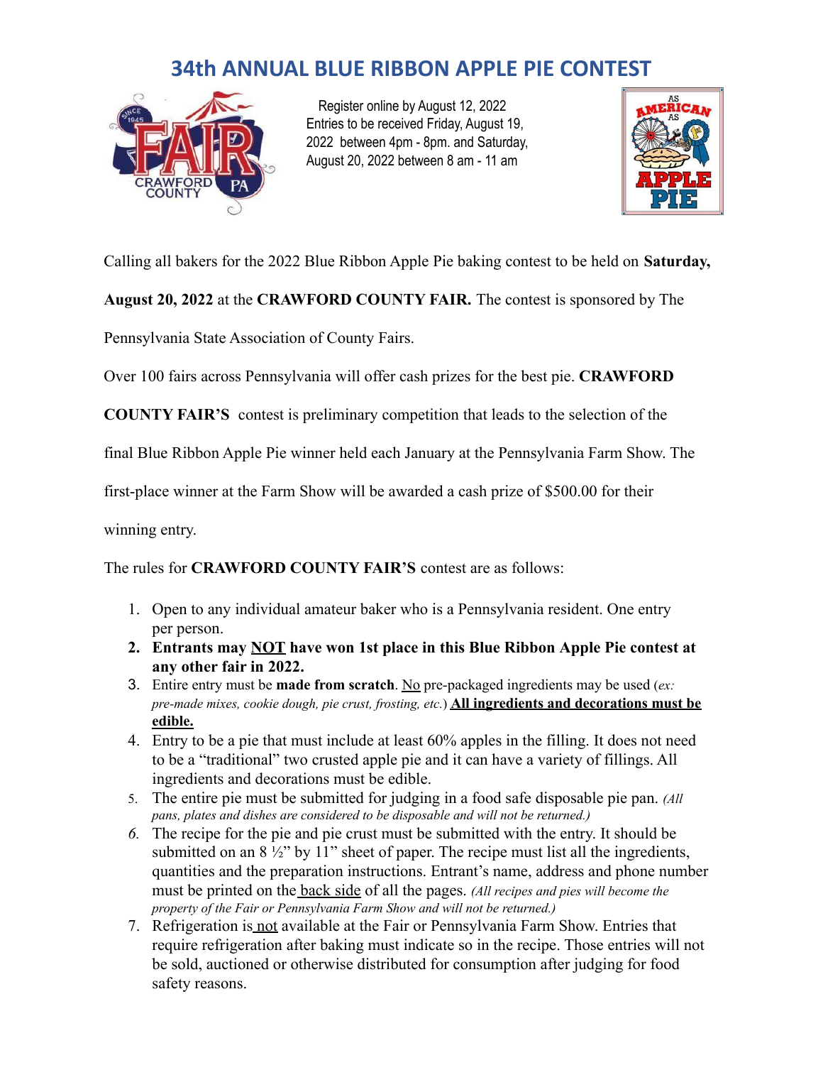# 34th ANNUAL BLUE RIBBON APPLE PIE CONTEST

Register online by August 12, 2022
Entries to be received Friday, August 19, 2022 between 4pm - 8pm. and Saturday, August 20, 2022 between 8 am - 11 am

Calling all bakers for the 2022 Blue Ribbon Apple Pie baking contest to be held on **Saturday, August 20, 2022** at the **CRAWFORD COUNTY FAIR.** The contest is sponsored by The Pennsylvania State Association of County Fairs.

Over 100 fairs across Pennsylvania will offer cash prizes for the best pie. **CRAWFORD COUNTY FAIR'S** contest is preliminary competition that leads to the selection of the final Blue Ribbon Apple Pie winner held each January at the Pennsylvania Farm Show. The first-place winner at the Farm Show will be awarded a cash prize of $500.00 for their winning entry.

The rules for **CRAWFORD COUNTY FAIR'S** contest are as follows:

1. Open to any individual amateur baker who is a Pennsylvania resident. One entry per person.
2. **Entrants may <u>NOT</u> have won 1st place in this Blue Ribbon Apple Pie contest at any other fair in 2022.**
3. Entire entry must be **made from scratch**. <u>No</u> pre-packaged ingredients may be used (*ex: pre-made mixes, cookie dough, pie crust, frosting, etc.*) **<u>All ingredients and decorations must be edible.</u>**
4. Entry to be a pie that must include at least 60% apples in the filling. It does not need to be a "traditional" two crusted apple pie and it can have a variety of fillings. All ingredients and decorations must be edible.
5. The entire pie must be submitted for judging in a food safe disposable pie pan. *(All pans, plates and dishes are considered to be disposable and will not be returned.)*
6. The recipe for the pie and pie crust must be submitted with the entry. It should be submitted on an 8 ½" by 11" sheet of paper. The recipe must list all the ingredients, quantities and the preparation instructions. Entrant's name, address and phone number must be printed on the <u>back side</u> of all the pages. *(All recipes and pies will become the property of the Fair or Pennsylvania Farm Show and will not be returned.)*
7. Refrigeration is <u>not</u> available at the Fair or Pennsylvania Farm Show. Entries that require refrigeration after baking must indicate so in the recipe. Those entries will not be sold, auctioned or otherwise distributed for consumption after judging for food safety reasons.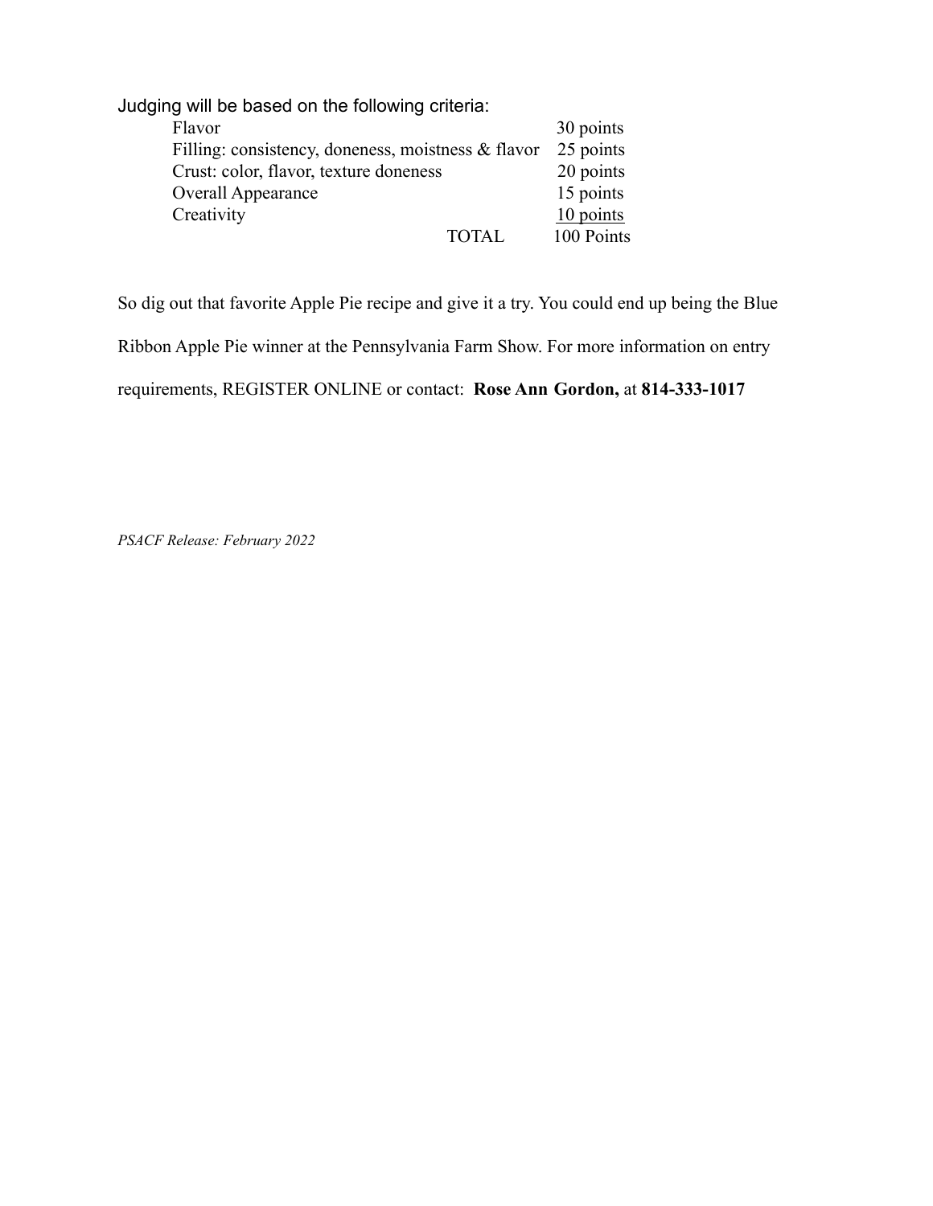Judging will be based on the following criteria:

| | |
|---|---|
| Flavor | 30 points |
| Filling: consistency, doneness, moistness & flavor | 25 points |
| Crust: color, flavor, texture doneness | 20 points |
| Overall Appearance | 15 points |
| Creativity | 10 points |
| TOTAL | 100 Points |

So dig out that favorite Apple Pie recipe and give it a try. You could end up being the Blue Ribbon Apple Pie winner at the Pennsylvania Farm Show. For more information on entry requirements, REGISTER ONLINE or contact: **Rose Ann Gordon,** at **814-333-1017**

*PSACF Release: February 2022*